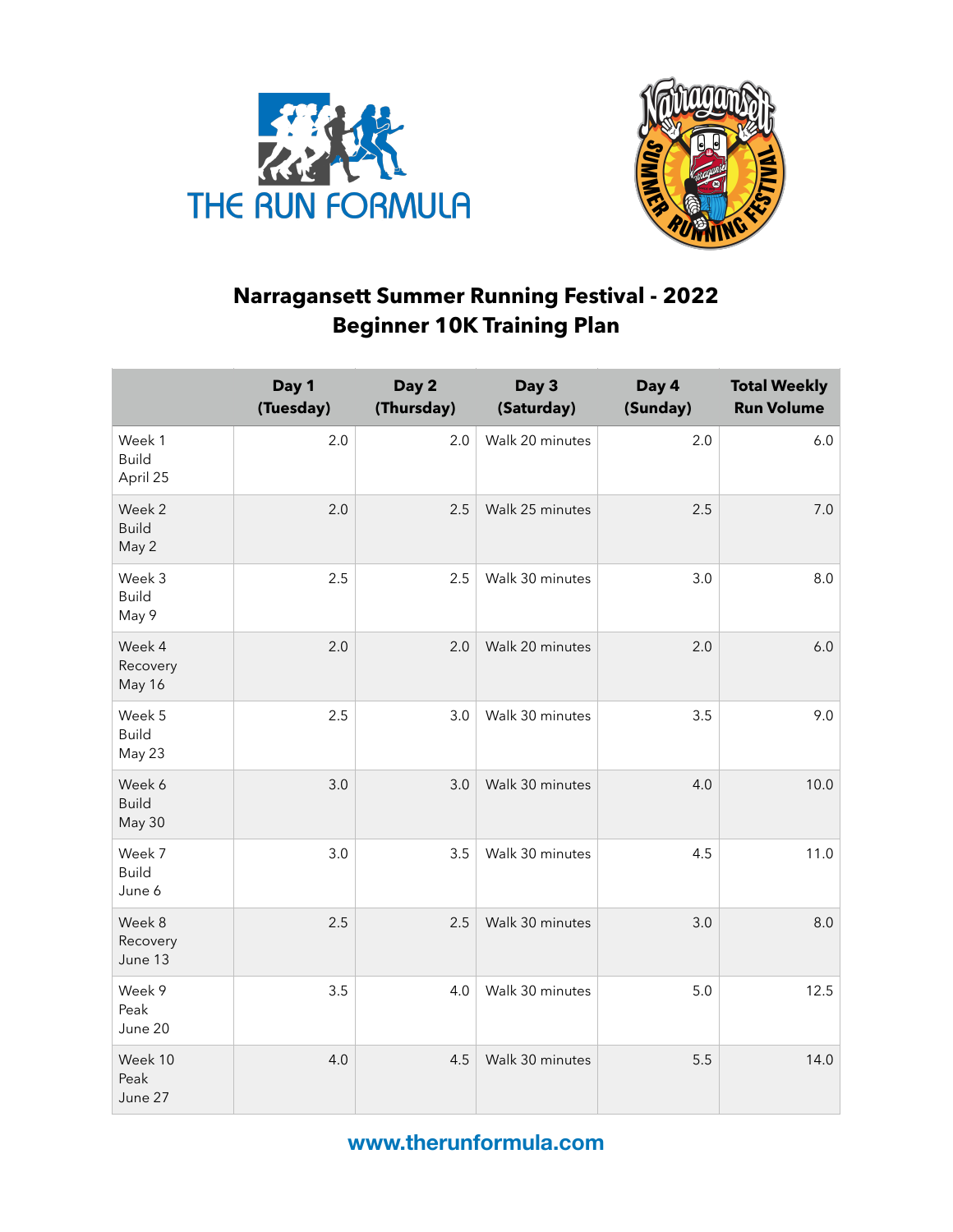THE RUN FORMULA

# Narragansett Summer Running Festival - 2022
# Beginner 10K Training Plan

| | Day 1 (Tuesday) | Day 2 (Thursday) | Day 3 (Saturday) | Day 4 (Sunday) | Total Weekly Run Volume |
|---|---|---|---|---|---|
| Week 1 Build April 25 | 2.0 | 2.0 | Walk 20 minutes | 2.0 | 6.0 |
| Week 2 Build May 2 | 2.0 | 2.5 | Walk 25 minutes | 2.5 | 7.0 |
| Week 3 Build May 9 | 2.5 | 2.5 | Walk 30 minutes | 3.0 | 8.0 |
| Week 4 Recovery May 16 | 2.0 | 2.0 | Walk 20 minutes | 2.0 | 6.0 |
| Week 5 Build May 23 | 2.5 | 3.0 | Walk 30 minutes | 3.5 | 9.0 |
| Week 6 Build May 30 | 3.0 | 3.0 | Walk 30 minutes | 4.0 | 10.0 |
| Week 7 Build June 6 | 3.0 | 3.5 | Walk 30 minutes | 4.5 | 11.0 |
| Week 8 Recovery June 13 | 2.5 | 2.5 | Walk 30 minutes | 3.0 | 8.0 |
| Week 9 Peak June 20 | 3.5 | 4.0 | Walk 30 minutes | 5.0 | 12.5 |
| Week 10 Peak June 27 | 4.0 | 4.5 | Walk 30 minutes | 5.5 | 14.0 |

www.therunformula.com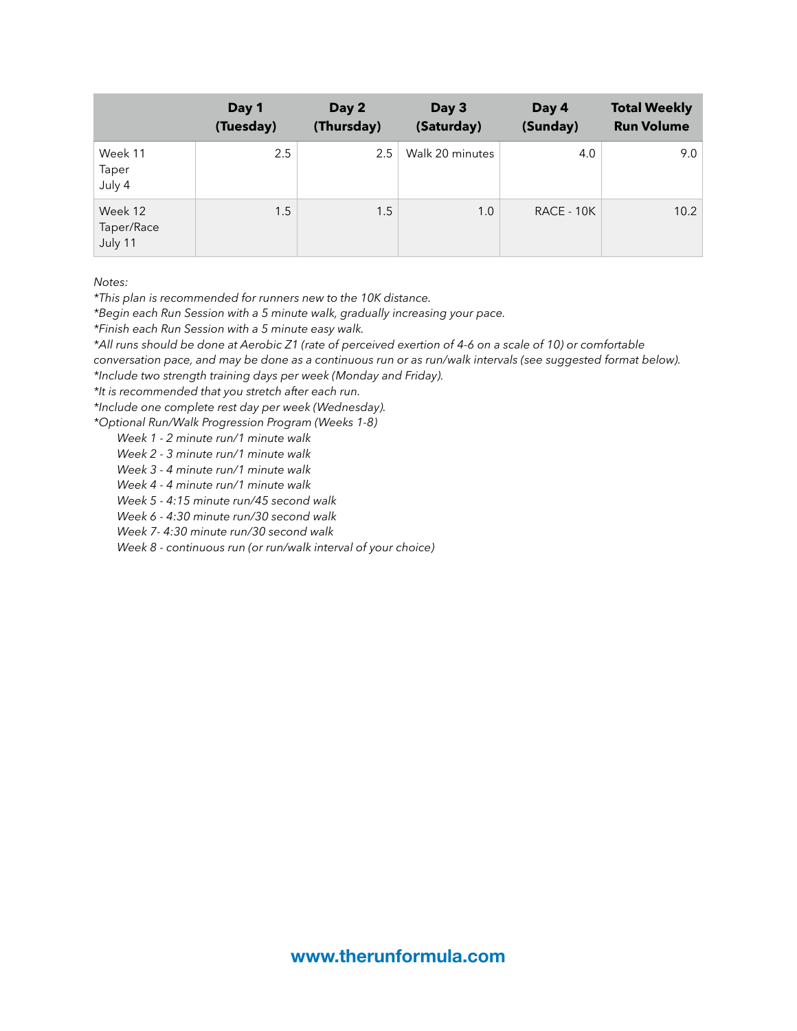| | Day 1 (Tuesday) | Day 2 (Thursday) | Day 3 (Saturday) | Day 4 (Sunday) | Total Weekly Run Volume |
|---|---|---|---|---|---|
| Week 11 Taper July 4 | 2.5 | 2.5 | Walk 20 minutes | 4.0 | 9.0 |
| Week 12 Taper/Race July 11 | 1.5 | 1.5 | 1.0 | RACE - 10K | 10.2 |

*Notes:*

*\*This plan is recommended for runners new to the 10K distance.*

*\*Begin each Run Session with a 5 minute walk, gradually increasing your pace.*

*\*Finish each Run Session with a 5 minute easy walk.*

*\*All runs should be done at Aerobic Z1 (rate of perceived exertion of 4-6 on a scale of 10) or comfortable conversation pace, and may be done as a continuous run or as run/walk intervals (see suggested format below).*

*\*Include two strength training days per week (Monday and Friday).*

*\*It is recommended that you stretch after each run.*

*\*Include one complete rest day per week (Wednesday).*

*\*Optional Run/Walk Progression Program (Weeks 1-8)*

- *Week 1 - 2 minute run/1 minute walk*
- *Week 2 - 3 minute run/1 minute walk*
- *Week 3 - 4 minute run/1 minute walk*
- *Week 4 - 4 minute run/1 minute walk*
- *Week 5 - 4:15 minute run/45 second walk*
- *Week 6 - 4:30 minute run/30 second walk*
- *Week 7- 4:30 minute run/30 second walk*
- *Week 8 - continuous run (or run/walk interval of your choice)*

**www.therunformula.com**